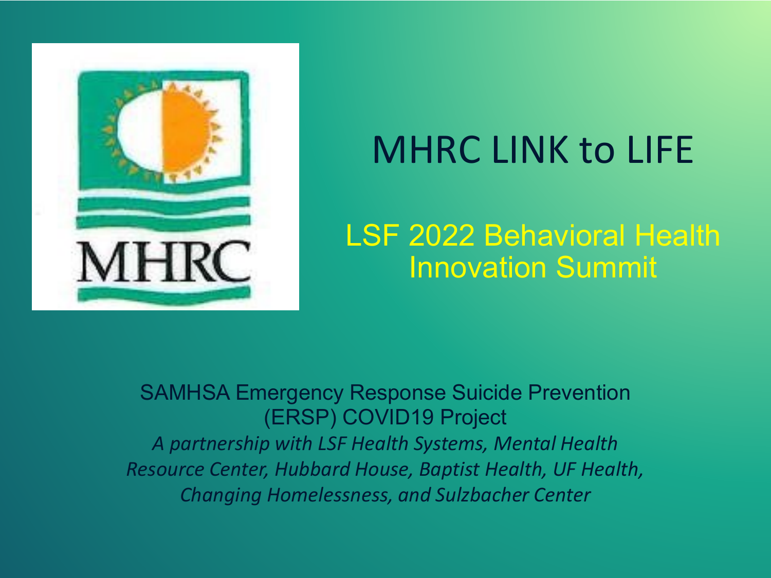# MHRC LINK to LIFE

## LSF 2022 Behavioral Health Innovation Summit

SAMHSA Emergency Response Suicide Prevention (ERSP) COVID19 Project

*A partnership with LSF Health Systems, Mental Health Resource Center, Hubbard House, Baptist Health, UF Health, Changing Homelessness, and Sulzbacher Center*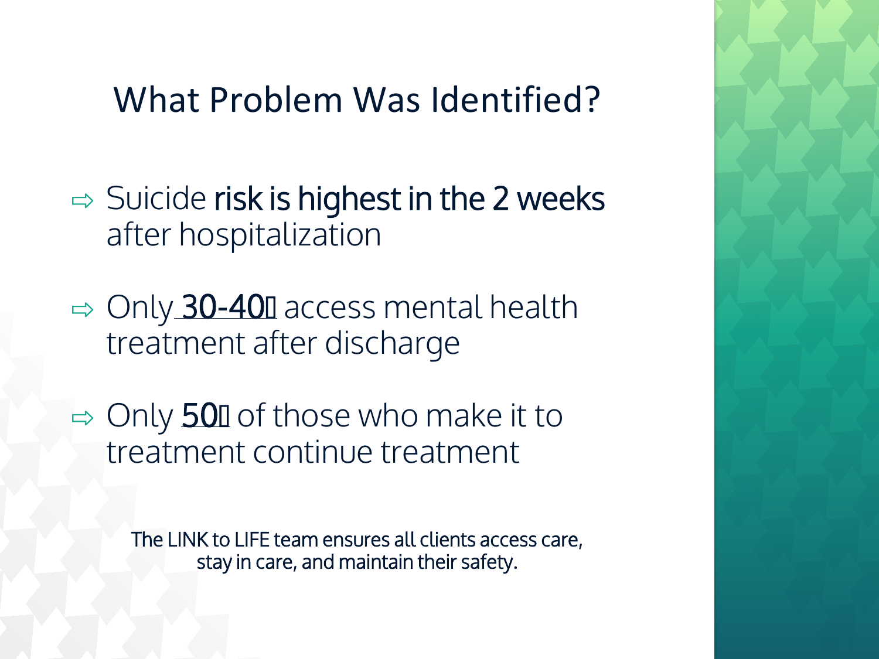# What Problem Was Identified?

- ⇨ Suicide **risk is highest in the 2 weeks** after hospitalization
- ⇨ Only <u>30-40</u> access mental health treatment after discharge
- ⇨ Only <u>50</u> of those who make it to treatment continue treatment

The LINK to LIFE team ensures all clients access care, stay in care, and maintain their safety.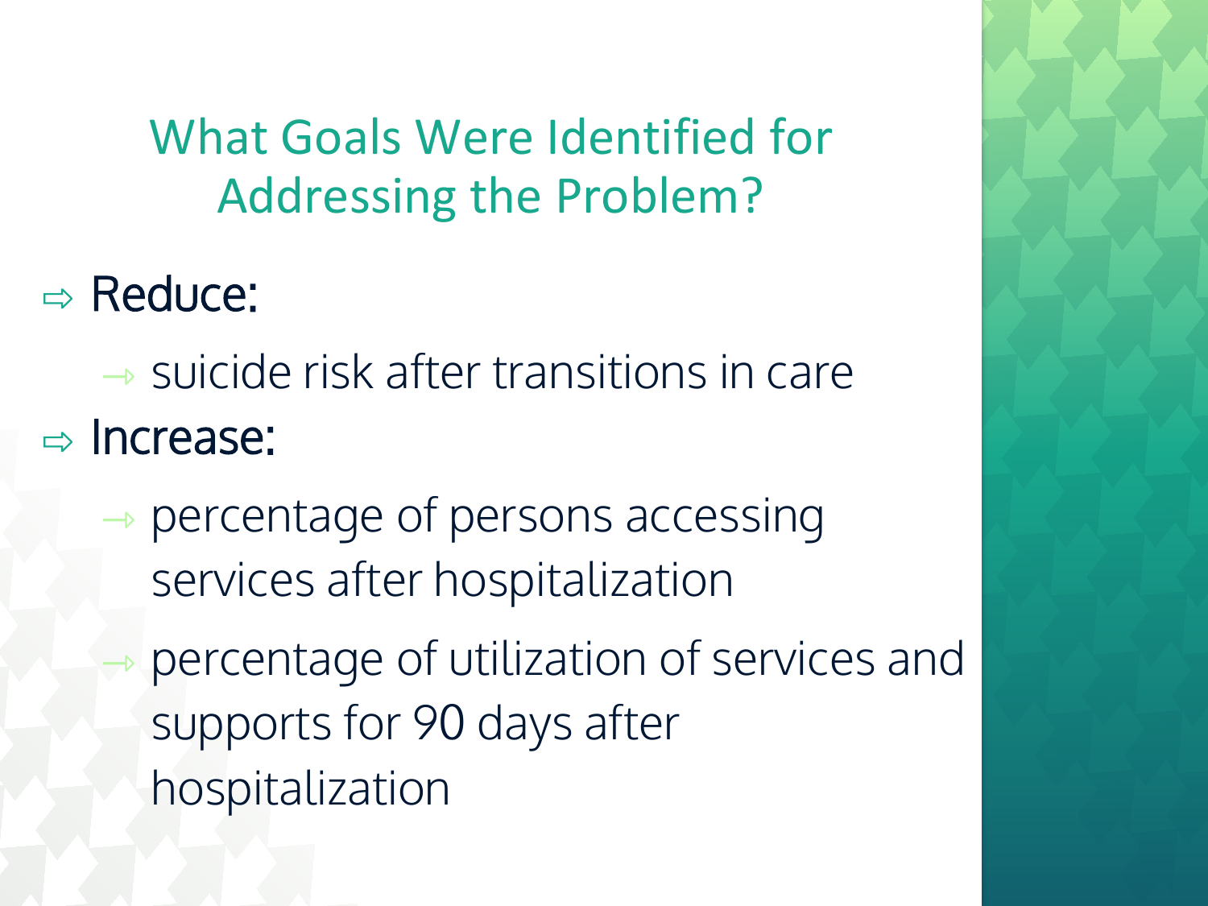# What Goals Were Identified for Addressing the Problem?

- Reduce:
  - suicide risk after transitions in care
- Increase:
  - percentage of persons accessing services after hospitalization
  - percentage of utilization of services and supports for 90 days after hospitalization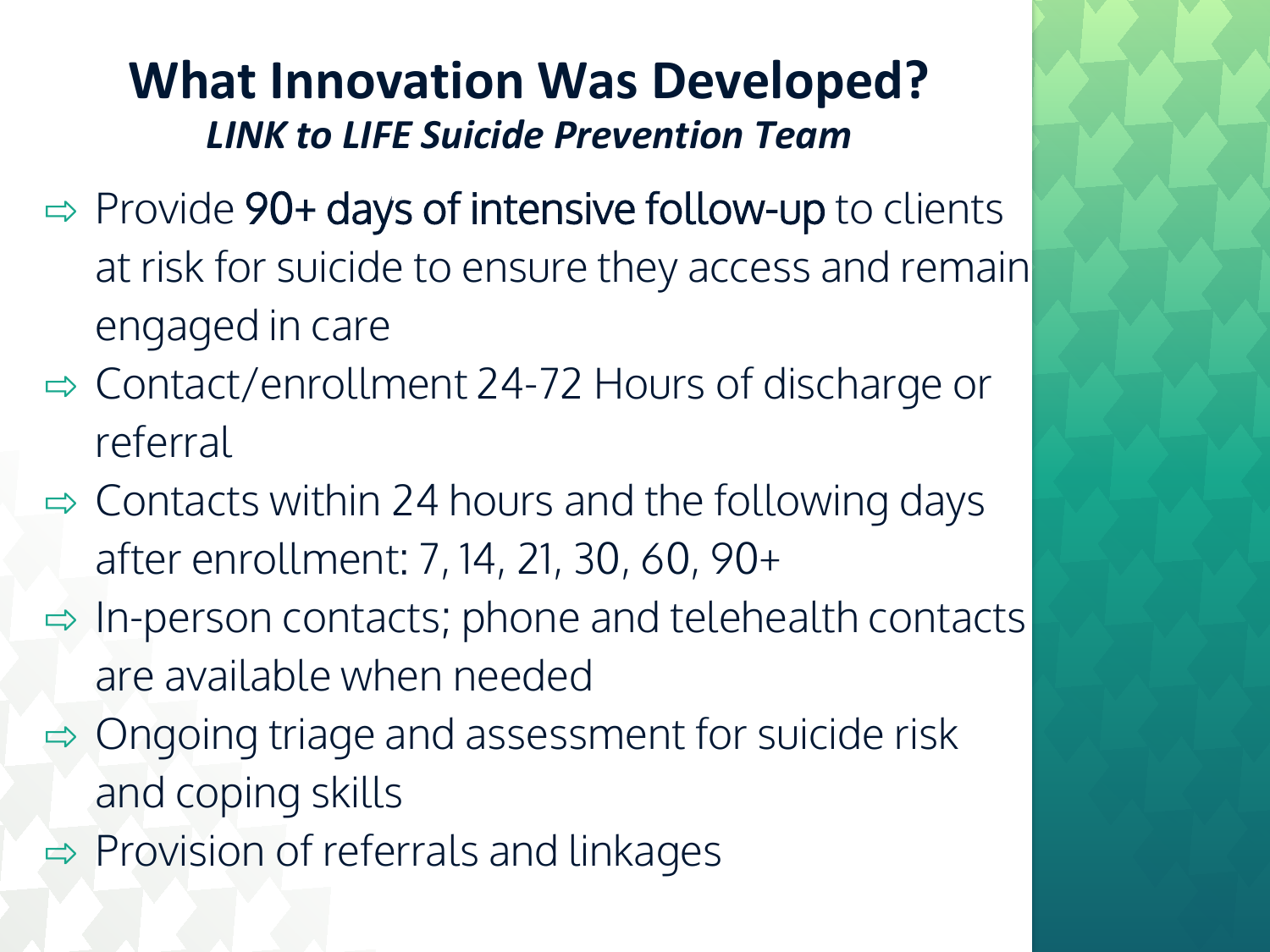# What Innovation Was Developed?

## *LINK to LIFE Suicide Prevention Team*

- Provide 90+ days of intensive follow-up to clients at risk for suicide to ensure they access and remain engaged in care
- Contact/enrollment 24-72 Hours of discharge or referral
- Contacts within 24 hours and the following days after enrollment: 7, 14, 21, 30, 60, 90+
- In-person contacts; phone and telehealth contacts are available when needed
- Ongoing triage and assessment for suicide risk and coping skills
- Provision of referrals and linkages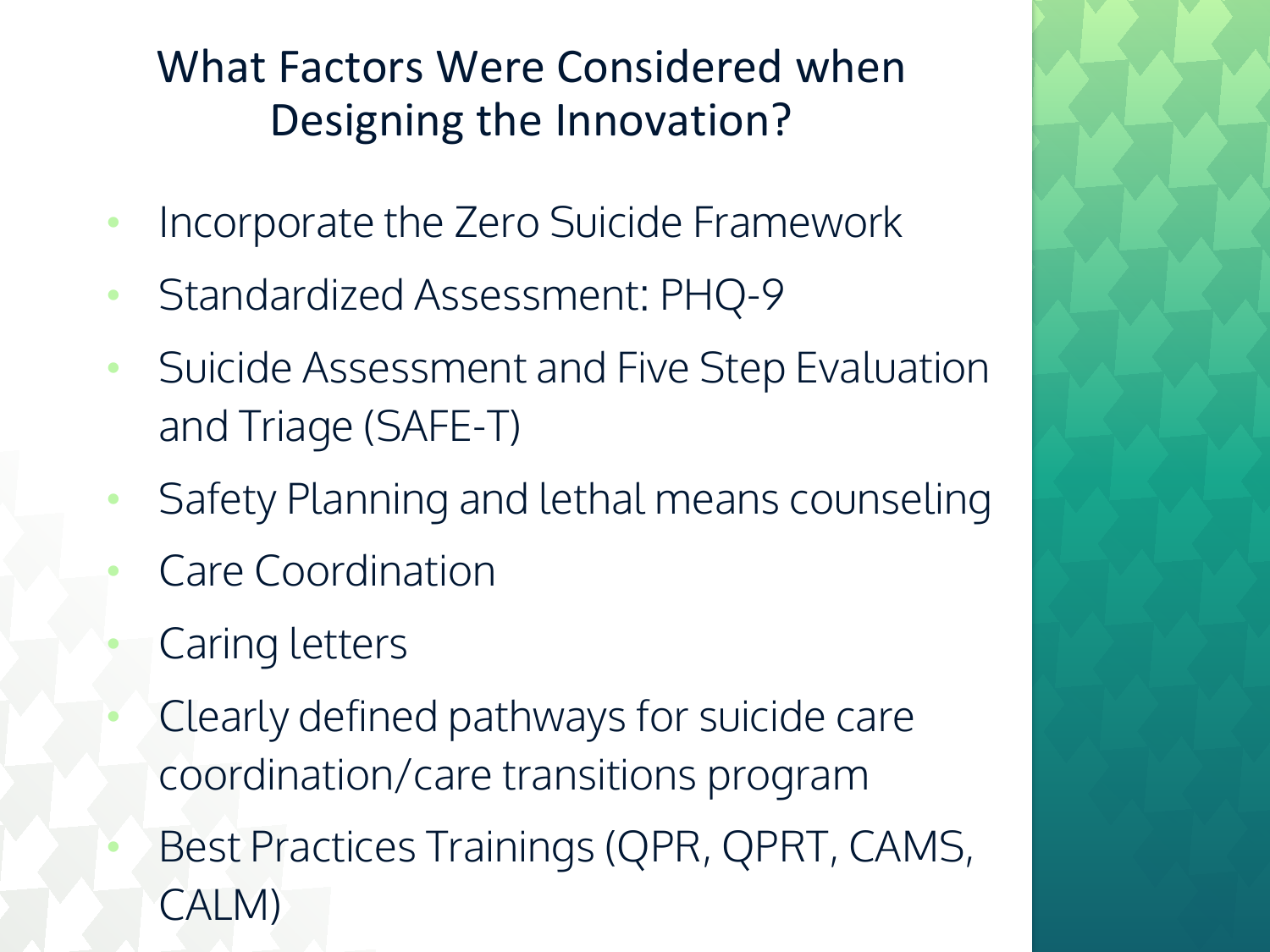# What Factors Were Considered when Designing the Innovation?

- Incorporate the Zero Suicide Framework
- Standardized Assessment: PHQ-9
- Suicide Assessment and Five Step Evaluation and Triage (SAFE-T)
- Safety Planning and lethal means counseling
- Care Coordination
- Caring letters
- Clearly defined pathways for suicide care coordination/care transitions program
- Best Practices Trainings (QPR, QPRT, CAMS, CALM)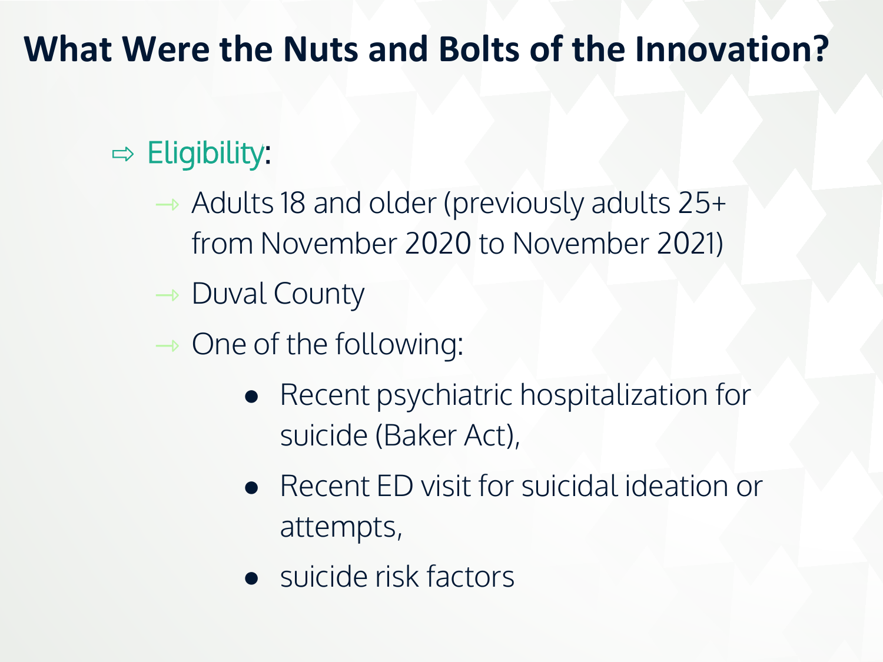# What Were the Nuts and Bolts of the Innovation?

- Eligibility:
  - Adults 18 and older (previously adults 25+ from November 2020 to November 2021)
  - Duval County
  - One of the following:
    - Recent psychiatric hospitalization for suicide (Baker Act),
    - Recent ED visit for suicidal ideation or attempts,
    - suicide risk factors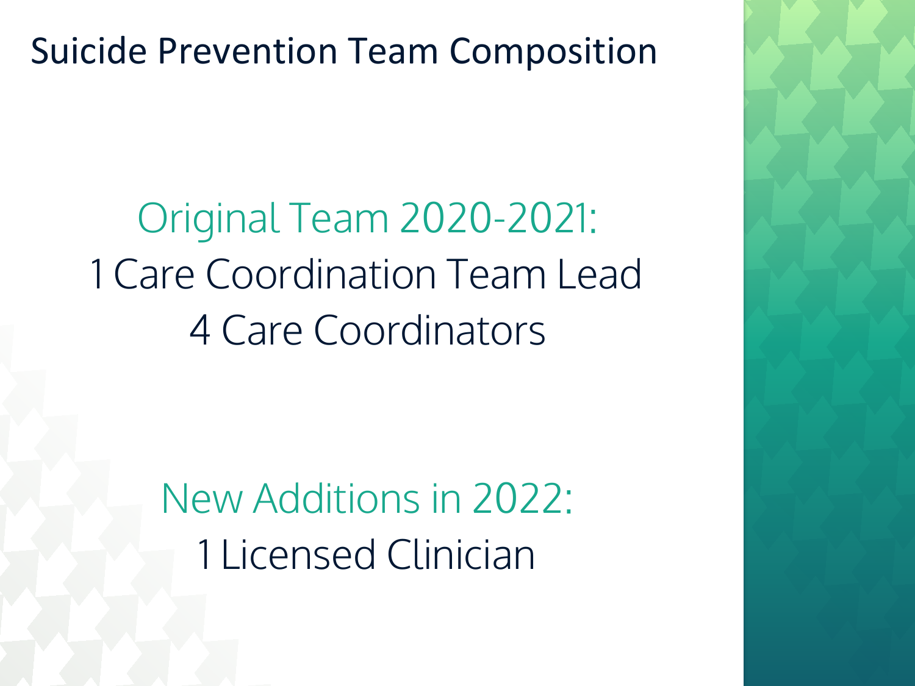# Suicide Prevention Team Composition

Original Team 2020-2021:

1 Care Coordination Team Lead

4 Care Coordinators

New Additions in 2022:

1 Licensed Clinician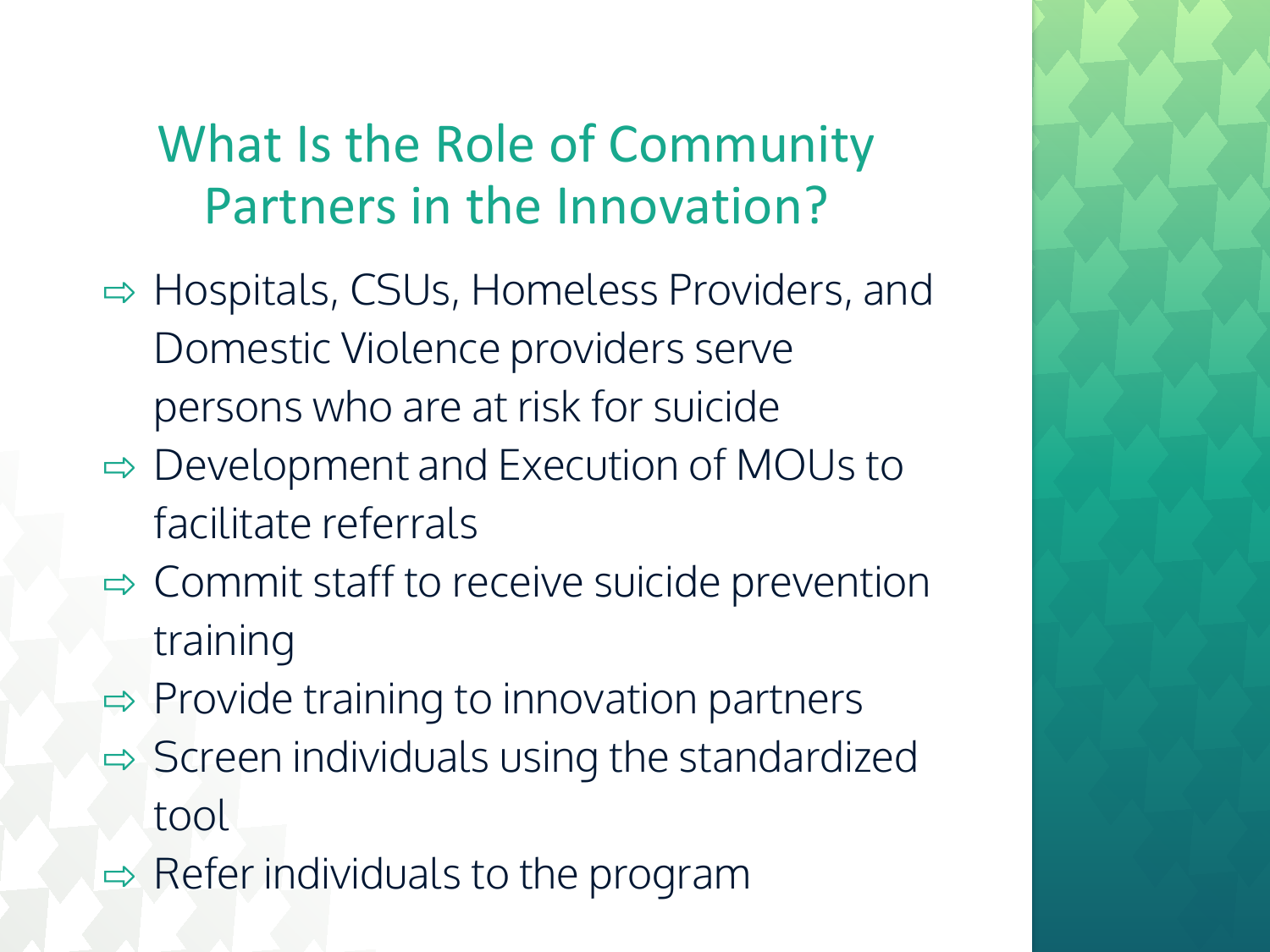# What Is the Role of Community Partners in the Innovation?

- Hospitals, CSUs, Homeless Providers, and Domestic Violence providers serve persons who are at risk for suicide
- Development and Execution of MOUs to facilitate referrals
- Commit staff to receive suicide prevention training
- Provide training to innovation partners
- Screen individuals using the standardized tool
- Refer individuals to the program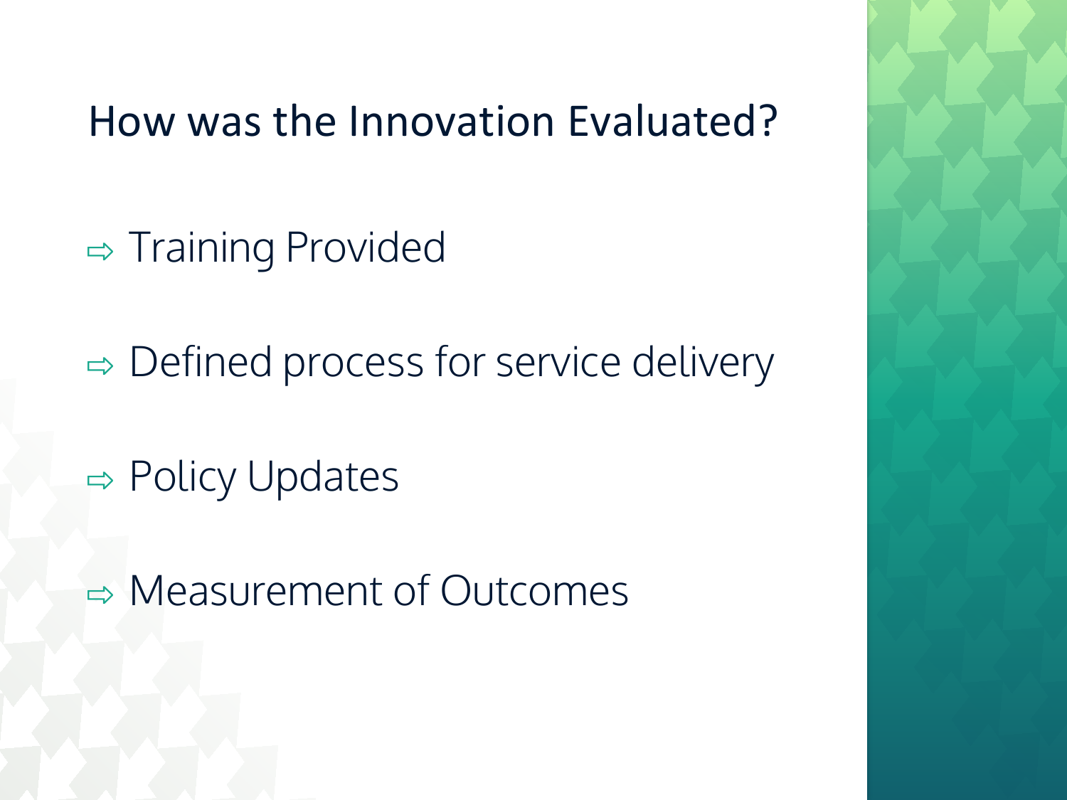# How was the Innovation Evaluated?

- Training Provided
- Defined process for service delivery
- Policy Updates
- Measurement of Outcomes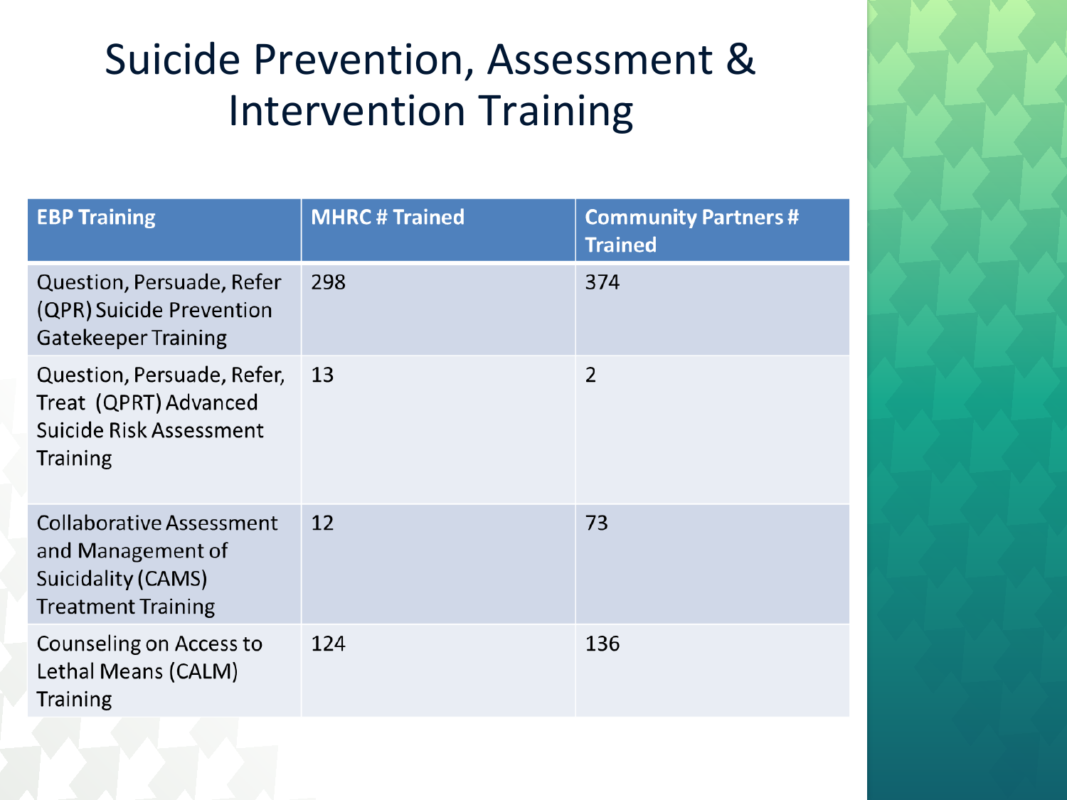# Suicide Prevention, Assessment & Intervention Training

| EBP Training | MHRC # Trained | Community Partners # Trained |
|---|---|---|
| Question, Persuade, Refer (QPR) Suicide Prevention Gatekeeper Training | 298 | 374 |
| Question, Persuade, Refer, Treat (QPRT) Advanced Suicide Risk Assessment Training | 13 | 2 |
| Collaborative Assessment and Management of Suicidality (CAMS) Treatment Training | 12 | 73 |
| Counseling on Access to Lethal Means (CALM) Training | 124 | 136 |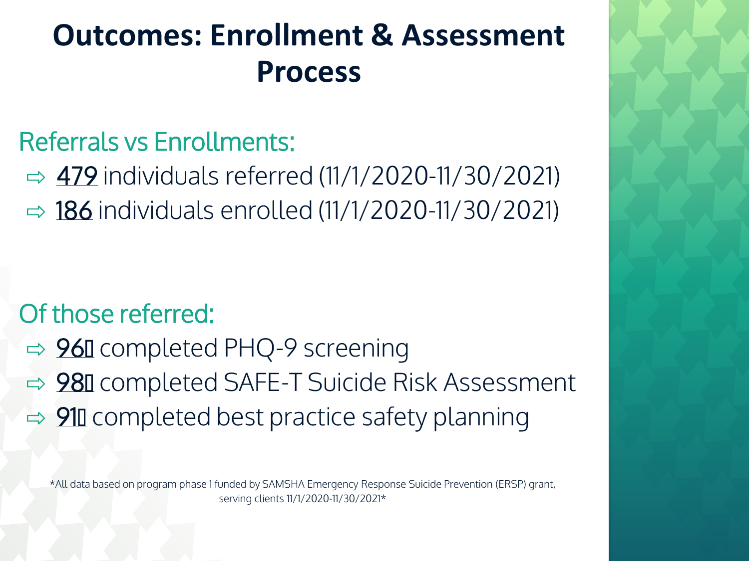# Outcomes: Enrollment & Assessment Process

## Referrals vs Enrollments:

- ⇨ 479 individuals referred (11/1/2020-11/30/2021)
- ⇨ 186 individuals enrolled (11/1/2020-11/30/2021)

## Of those referred:

- ⇨ 96 completed PHQ-9 screening
- ⇨ 98 completed SAFE-T Suicide Risk Assessment
- ⇨ 91 completed best practice safety planning

*All data based on program phase 1 funded by SAMSHA Emergency Response Suicide Prevention (ERSP) grant, serving clients 11/1/2020-11/30/2021*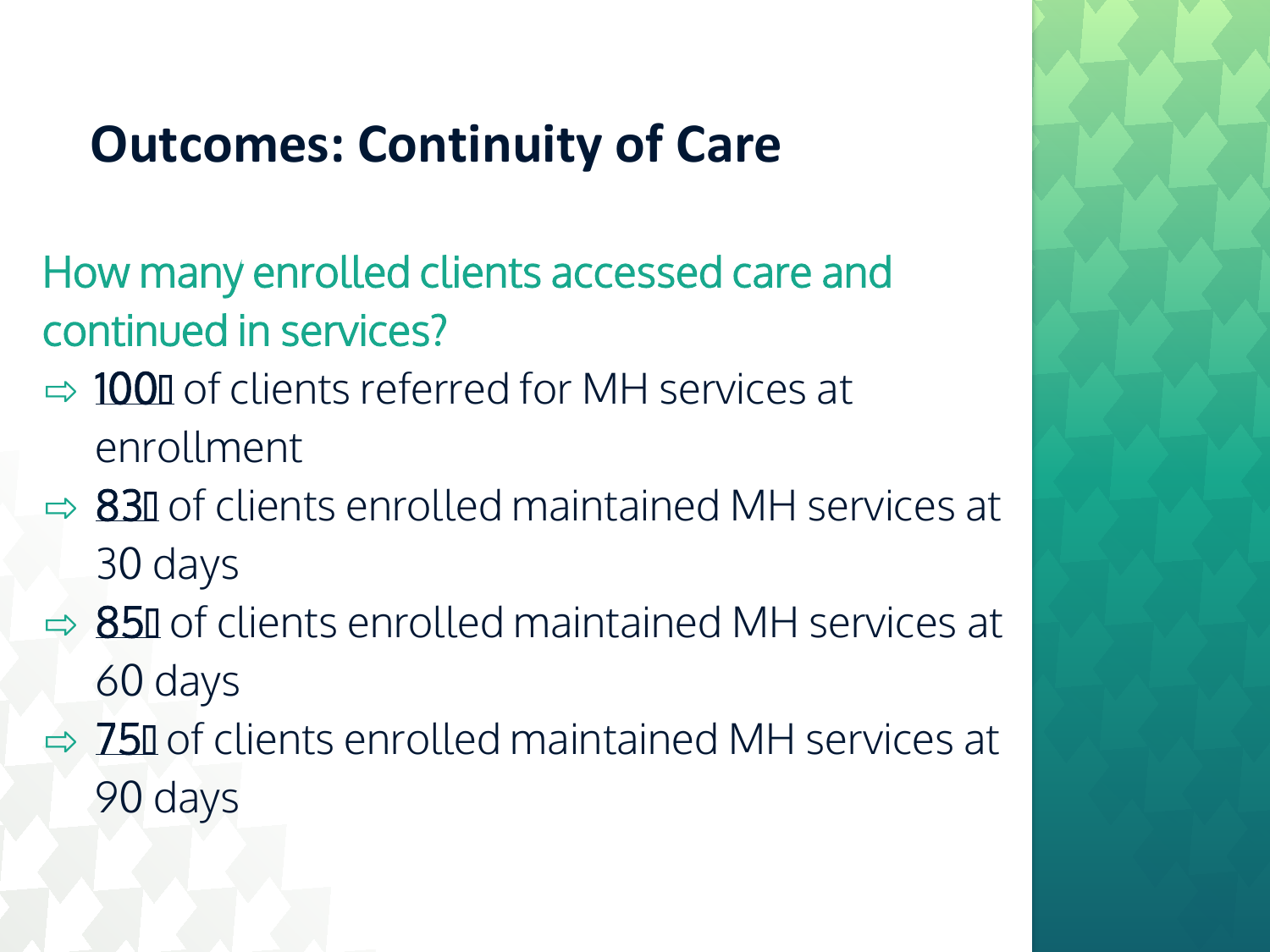# Outcomes: Continuity of Care

How many enrolled clients accessed care and continued in services?

- ⇨ 100% of clients referred for MH services at enrollment
- ⇨ 83% of clients enrolled maintained MH services at 30 days
- ⇨ 85% of clients enrolled maintained MH services at 60 days
- ⇨ 75% of clients enrolled maintained MH services at 90 days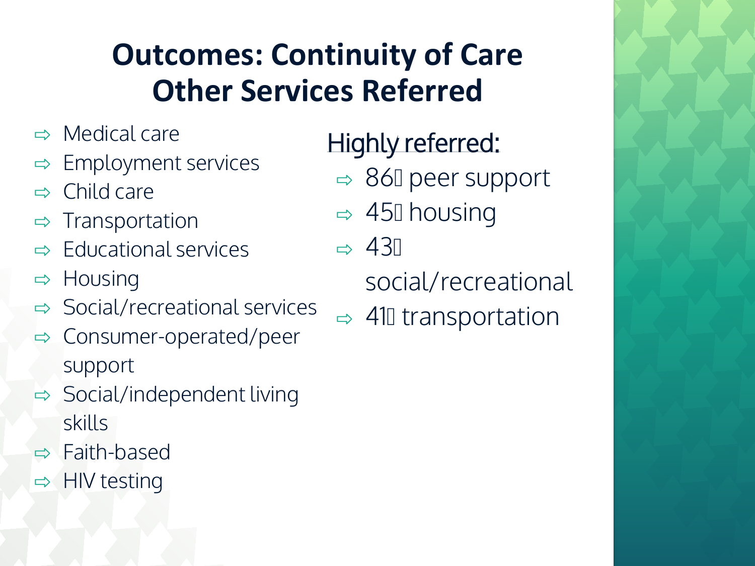# Outcomes: Continuity of Care Other Services Referred

- Medical care
- Employment services
- Child care
- Transportation
- Educational services
- Housing
- Social/recreational services
- Consumer-operated/peer support
- Social/independent living skills
- Faith-based
- HIV testing

Highly referred:

- 86% peer support
- 45% housing
- 43% social/recreational
- 41% transportation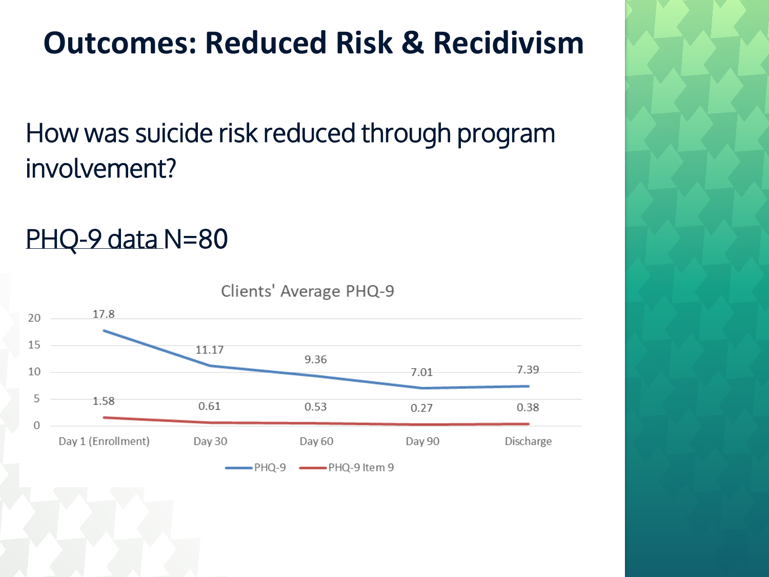# Outcomes: Reduced Risk & Recidivism

How was suicide risk reduced through program involvement?

PHQ-9 data N=80

**Clients' Average PHQ-9**

| | Day 1 (Enrollment) | Day 30 | Day 60 | Day 90 | Discharge |
|---|---|---|---|---|---|
| PHQ-9 | 17.8 | 11.17 | 9.36 | 7.01 | 7.39 |
| PHQ-9 Item 9 | 1.58 | 0.61 | 0.53 | 0.27 | 0.38 |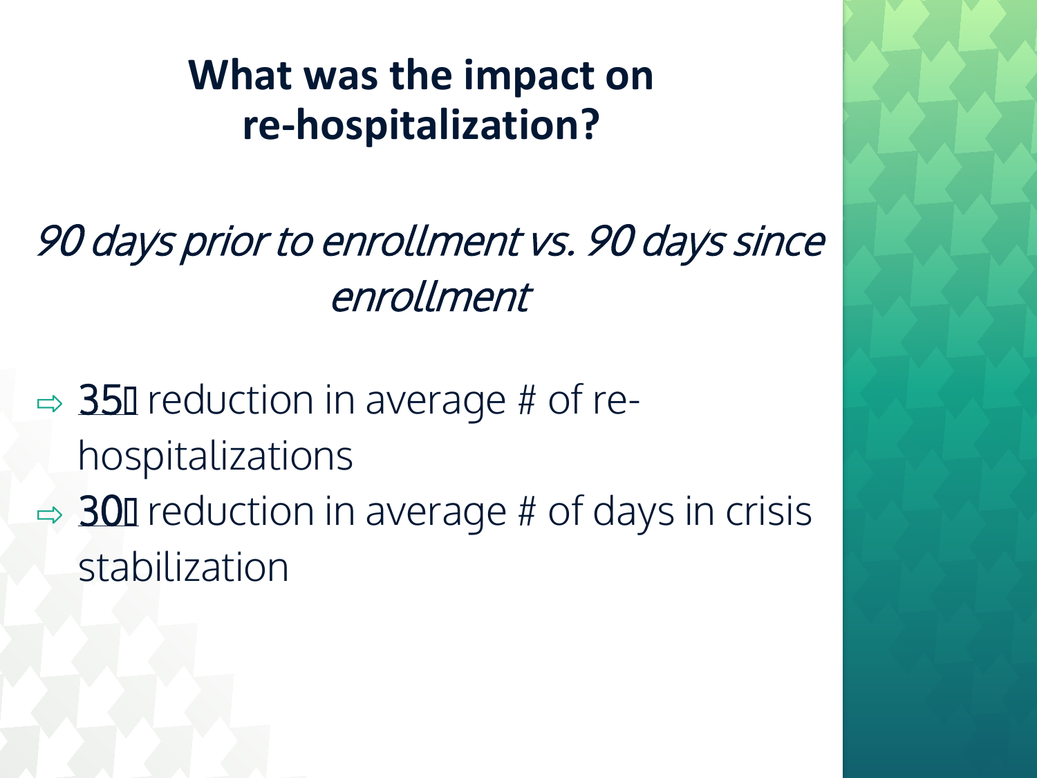# What was the impact on re-hospitalization?

*90 days prior to enrollment vs. 90 days since enrollment*

- 35% reduction in average # of re-hospitalizations
- 30% reduction in average # of days in crisis stabilization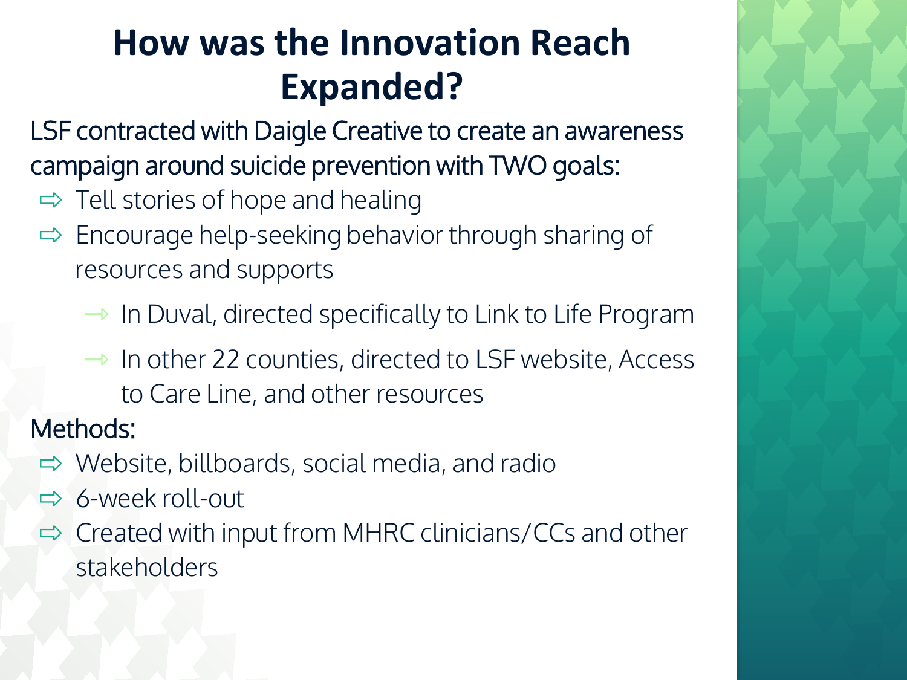# How was the Innovation Reach Expanded?

LSF contracted with Daigle Creative to create an awareness campaign around suicide prevention with TWO goals:

- Tell stories of hope and healing
- Encourage help-seeking behavior through sharing of resources and supports
  - In Duval, directed specifically to Link to Life Program
  - In other 22 counties, directed to LSF website, Access to Care Line, and other resources

Methods:

- Website, billboards, social media, and radio
- 6-week roll-out
- Created with input from MHRC clinicians/CCs and other stakeholders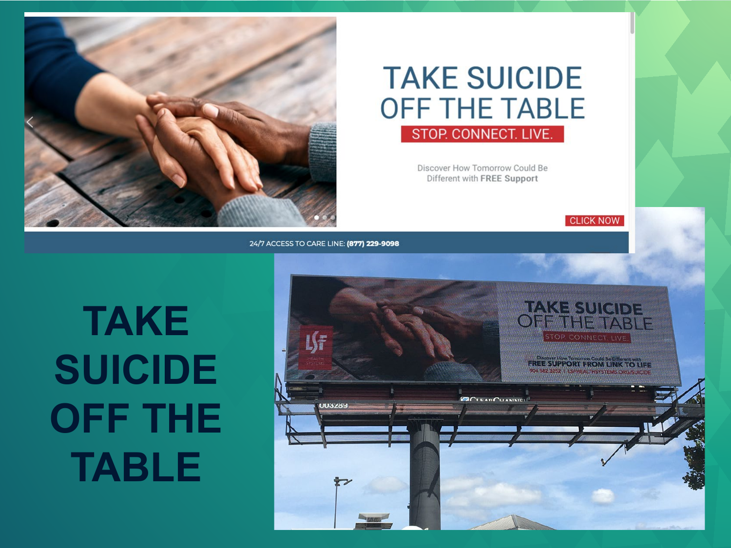TAKE SUICIDE OFF THE TABLE

STOP. CONNECT. LIVE.

Discover How Tomorrow Could Be Different with **FREE Support**

CLICK NOW

24/7 ACCESS TO CARE LINE: **(877) 229-9098**

# TAKE SUICIDE OFF THE TABLE

TAKE SUICIDE OFF THE TABLE

STOP. CONNECT. LIVE.

Discover How Tomorrow Could Be Different with

FREE SUPPORT FROM LINK TO LIFE

904.582.3232 | LSFHEALTHSYSTEMS.ORG/SUICIDE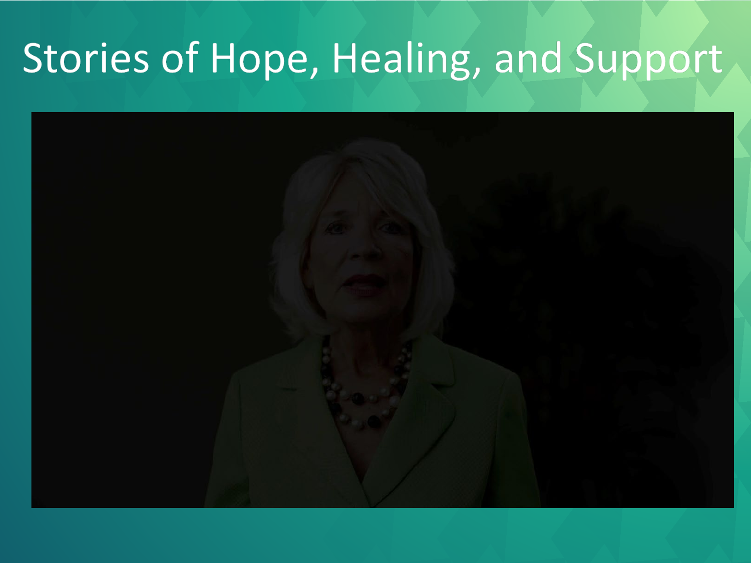# Stories of Hope, Healing, and Support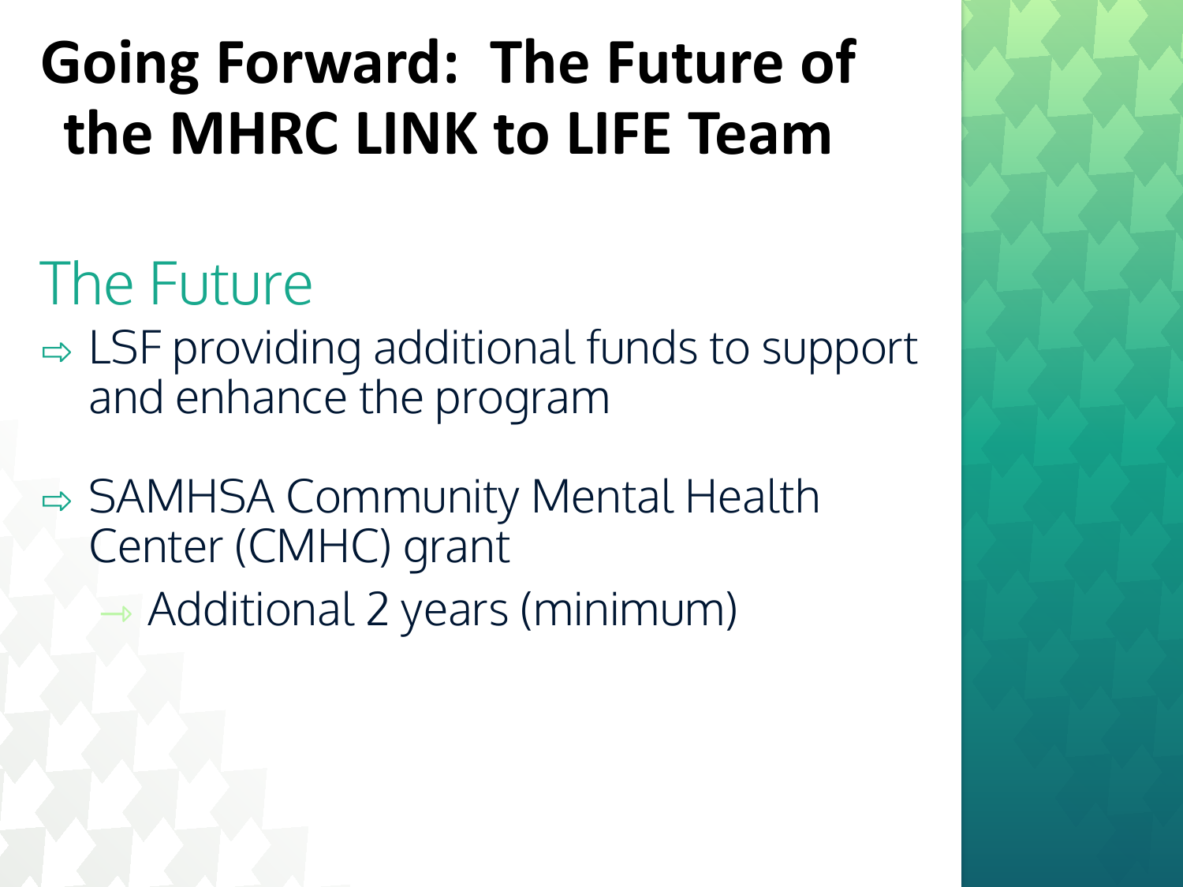# Going Forward: The Future of the MHRC LINK to LIFE Team

## The Future

- LSF providing additional funds to support and enhance the program
- SAMHSA Community Mental Health Center (CMHC) grant
  - Additional 2 years (minimum)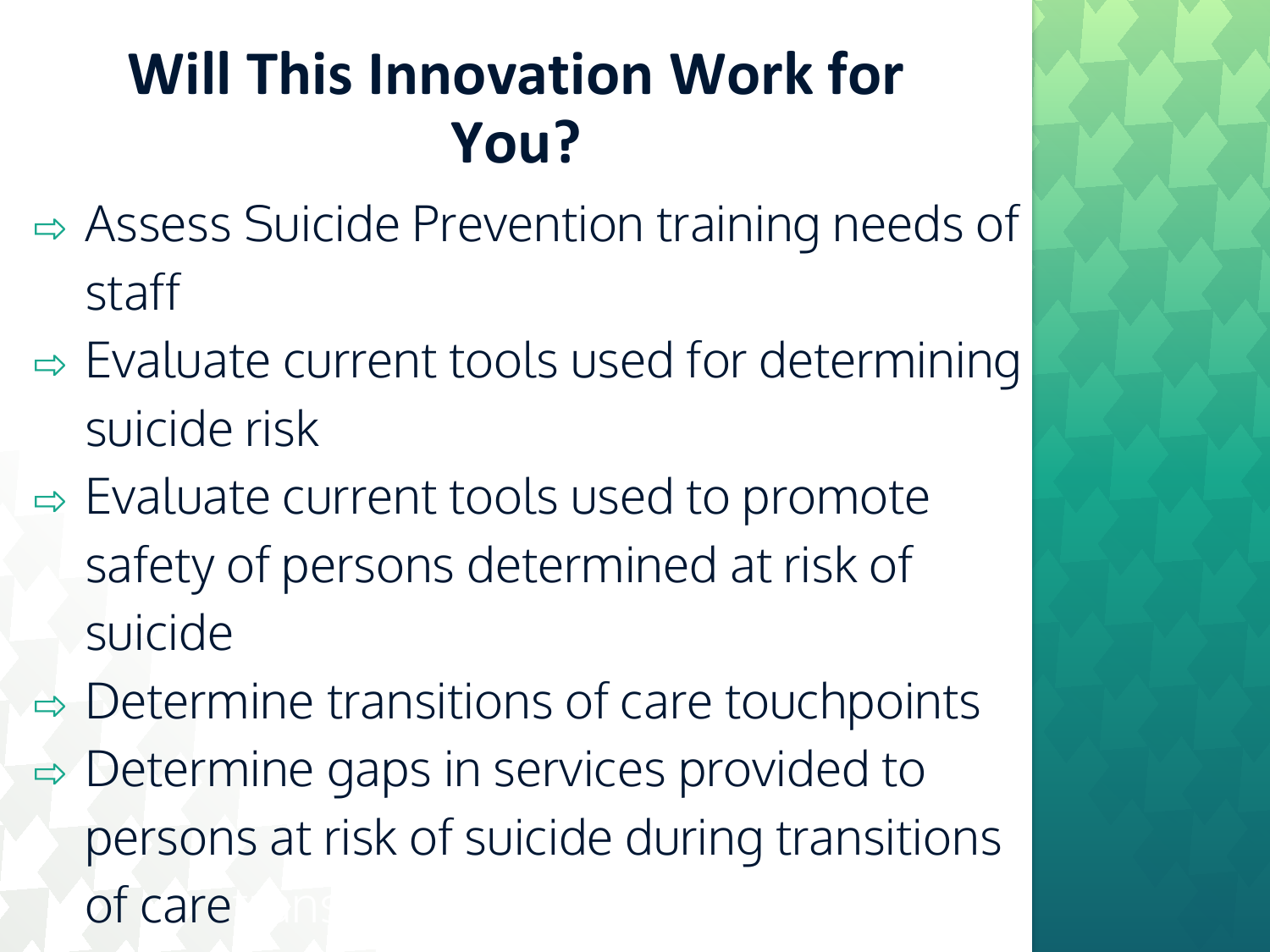# Will This Innovation Work for You?

- Assess Suicide Prevention training needs of staff
- Evaluate current tools used for determining suicide risk
- Evaluate current tools used to promote safety of persons determined at risk of suicide
- Determine transitions of care touchpoints
- Determine gaps in services provided to persons at risk of suicide during transitions of care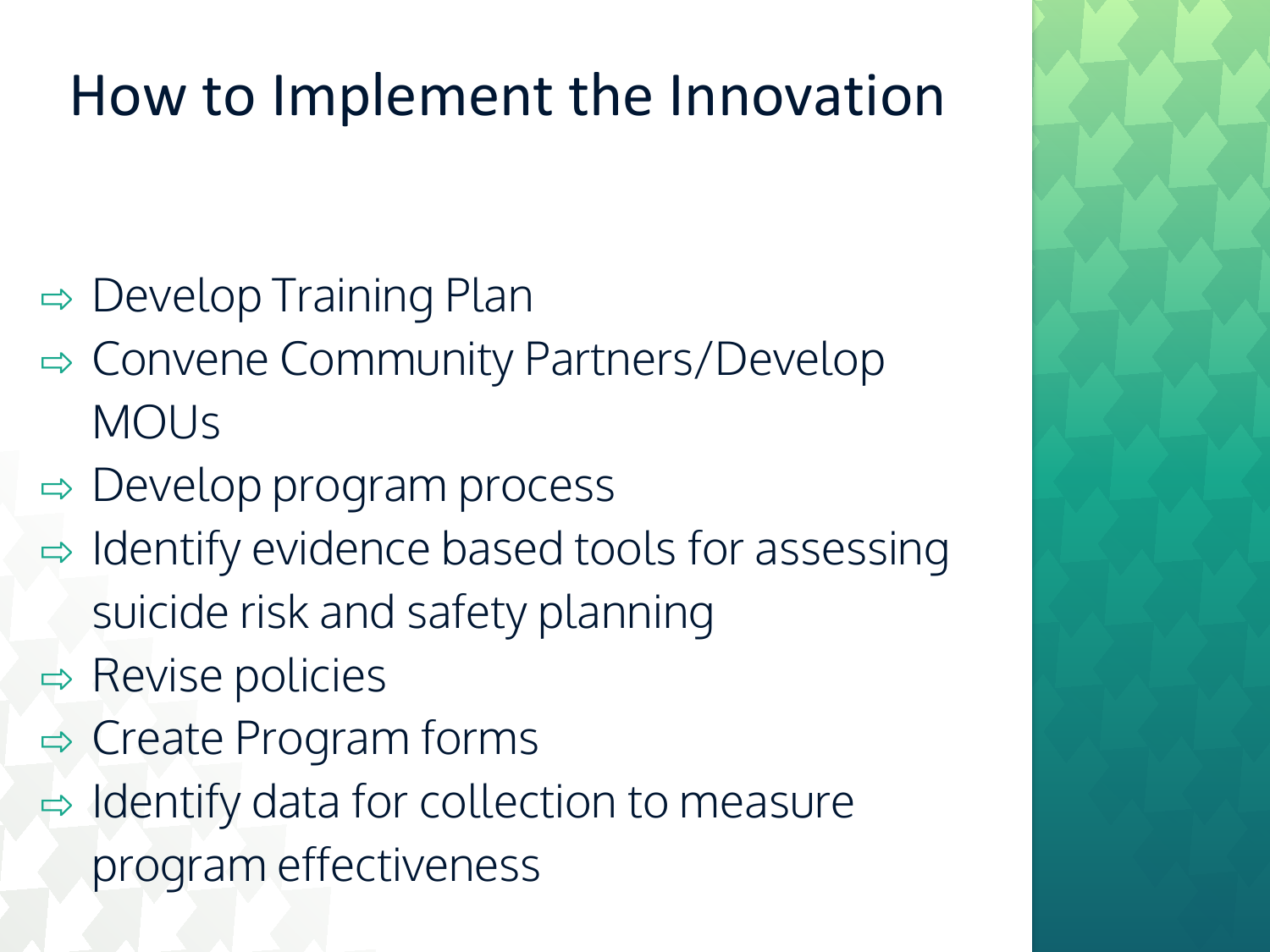# How to Implement the Innovation

- Develop Training Plan
- Convene Community Partners/Develop MOUs
- Develop program process
- Identify evidence based tools for assessing suicide risk and safety planning
- Revise policies
- Create Program forms
- Identify data for collection to measure program effectiveness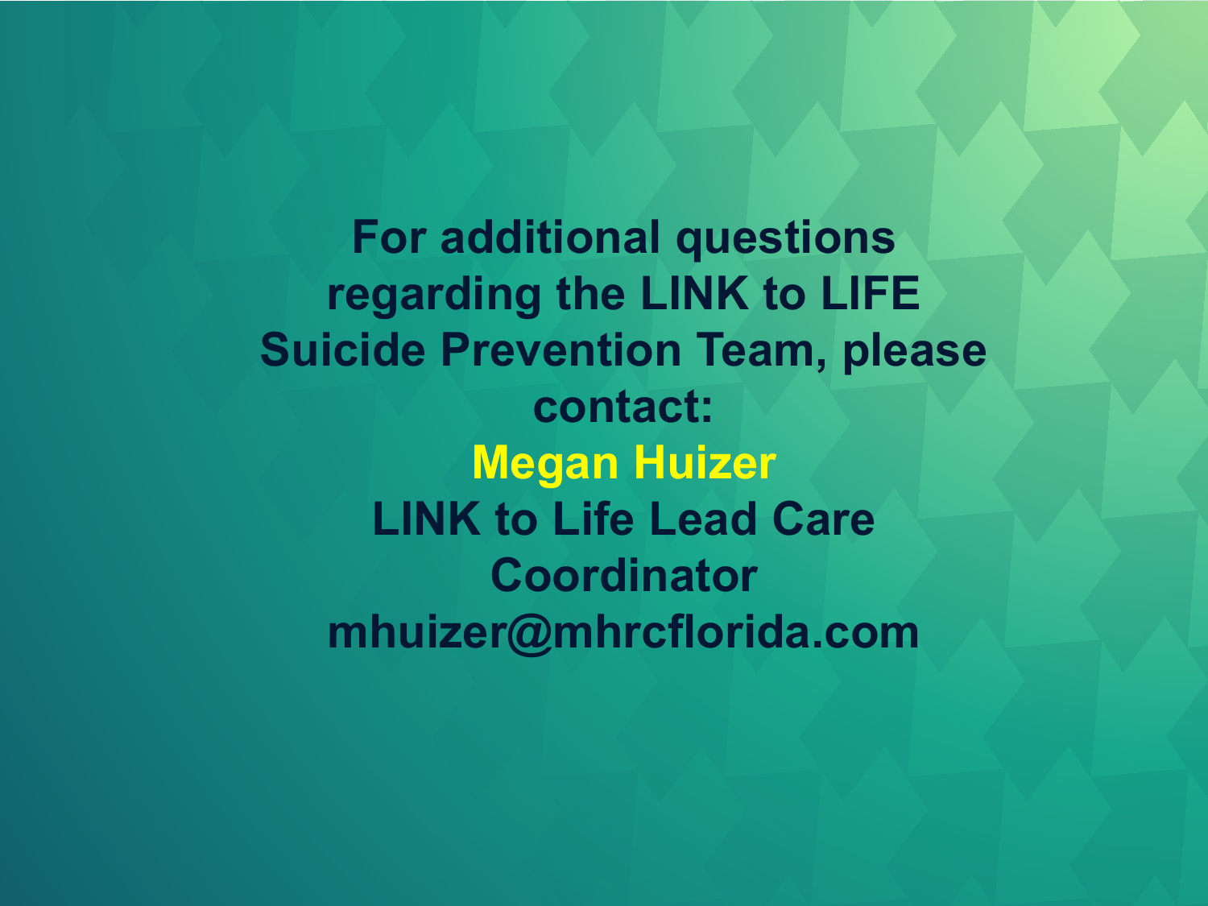**For additional questions regarding the LINK to LIFE Suicide Prevention Team, please contact:**

**Megan Huizer**

**LINK to Life Lead Care Coordinator**

**mhuizer@mhrcflorida.com**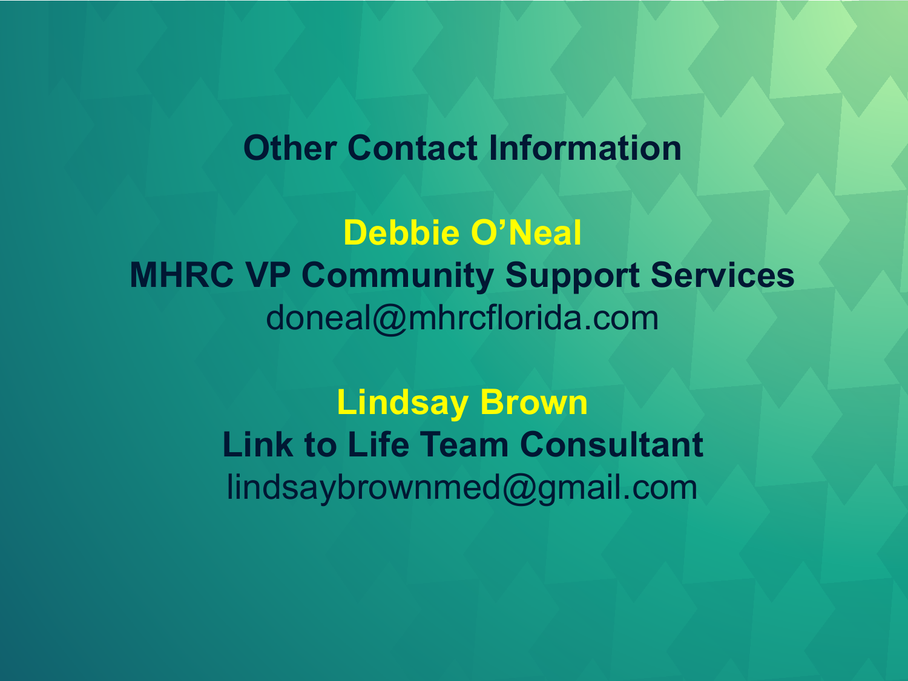# Other Contact Information

**Debbie O'Neal**
**MHRC VP Community Support Services**
doneal@mhrcflorida.com

**Lindsay Brown**
**Link to Life Team Consultant**
lindsaybrownmed@gmail.com